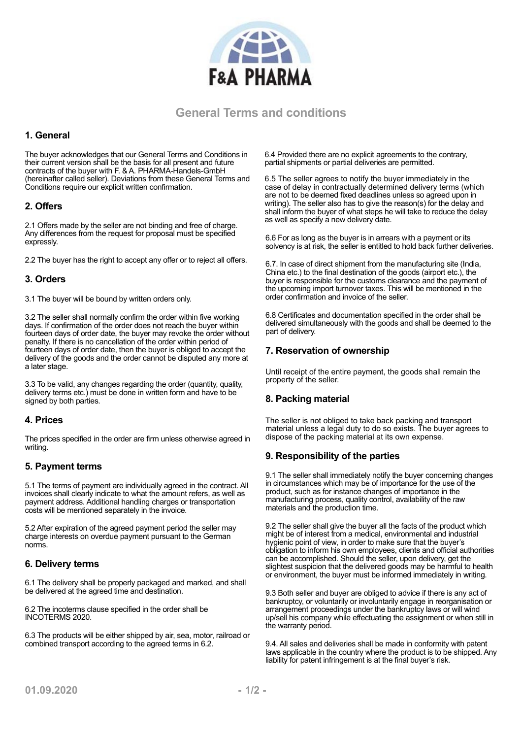# General Terms and conditions

## 1. General

The buyer acknowledges that our General Terms and Conditions in their current version shall be the basis for all present and future contracts of the buyer with F. & A. PHARMA-Handels-GmbH (hereinafter called seller). Deviations from these General Terms and Conditions require our explicit written confirmation.

## 2. Offers

2.1 Offers made by the seller are not binding and free of charge. Any differences from the request for proposal must be specified expressly.

2.2 The buyer has the right to accept any offer or to reject all offers.

## 3. Orders

3.1 The buyer will be bound by written orders only.

3.2 The seller shall normally confirm the order within five working days. If confirmation of the order does not reach the buyer within fourteen days of order date, the buyer may revoke the order without penalty. If there is no cancellation of the order within period of fourteen days of order date, then the buyer is obliged to accept the delivery of the goods and the order cannot be disputed any more at a later stage.

3.3 To be valid, any changes regarding the order (quantity, quality, delivery terms etc.) must be done in written form and have to be signed by both parties.

## 4. Prices

The prices specified in the order are firm unless otherwise agreed in writing.

## 5. Payment terms

5.1 The terms of payment are individually agreed in the contract. All invoices shall clearly indicate to what the amount refers, as well as payment address. Additional handling charges or transportation costs will be mentioned separately in the invoice.

5.2 After expiration of the agreed payment period the seller may charge interests on overdue payment pursuant to the German norms.

## 6. Delivery terms

6.1 The delivery shall be properly packaged and marked, and shall be delivered at the agreed time and destination.

6.2 The incoterms clause specified in the order shall be INCOTERMS 2020.

6.3 The products will be either shipped by air, sea, motor, railroad or combined transport according to the agreed terms in 6.2.

6.4 Provided there are no explicit agreements to the contrary, partial shipments or partial deliveries are permitted.

6.5 The seller agrees to notify the buyer immediately in the case of delay in contractually determined delivery terms (which are not to be deemed fixed deadlines unless so agreed upon in writing). The seller also has to give the reason(s) for the delay and shall inform the buyer of what steps he will take to reduce the delay as well as specify a new delivery date.

6.6 For as long as the buyer is in arrears with a payment or its solvency is at risk, the seller is entitled to hold back further deliveries.

6.7. In case of direct shipment from the manufacturing site (India, China etc.) to the final destination of the goods (airport etc.), the buyer is responsible for the customs clearance and the payment of the upcoming import turnover taxes. This will be mentioned in the order confirmation and invoice of the seller.

6.8 Certificates and documentation specified in the order shall be delivered simultaneously with the goods and shall be deemed to the part of delivery.

## 7. Reservation of ownership

Until receipt of the entire payment, the goods shall remain the property of the seller.

## 8. Packing material

The seller is not obliged to take back packing and transport material unless a legal duty to do so exists. The buyer agrees to dispose of the packing material at its own expense.

## 9. Responsibility of the parties

9.1 The seller shall immediately notify the buyer concerning changes in circumstances which may be of importance for the use of the product, such as for instance changes of importance in the manufacturing process, quality control, availability of the raw materials and the production time.

9.2 The seller shall give the buyer all the facts of the product which might be of interest from a medical, environmental and industrial hygienic point of view, in order to make sure that the buyer's obligation to inform his own employees, clients and official authorities can be accomplished. Should the seller, upon delivery, get the slightest suspicion that the delivered goods may be harmful to health or environment, the buyer must be informed immediately in writing.

9.3 Both seller and buyer are obliged to advice if there is any act of bankruptcy, or voluntarily or involuntarily engage in reorganisation or arrangement proceedings under the bankruptcy laws or will wind up/sell his company while effectuating the assignment or when still in the warranty period.

9.4. All sales and deliveries shall be made in conformity with patent laws applicable in the country where the product is to be shipped. Any liability for patent infringement is at the final buyer's risk.

01.09.2020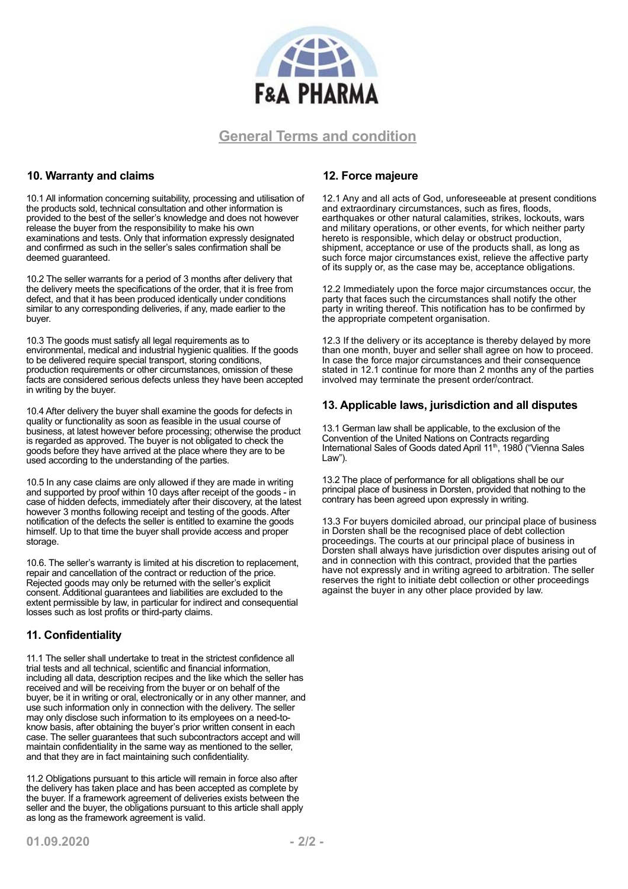# General Terms and condition

## 10. Warranty and claims

10.1 All information concerning suitability, processing and utilisation of the products sold, technical consultation and other information is provided to the best of the seller's knowledge and does not however release the buyer from the responsibility to make his own examinations and tests. Only that information expressly designated and confirmed as such in the seller's sales confirmation shall be deemed guaranteed.

10.2 The seller warrants for a period of 3 months after delivery that the delivery meets the specifications of the order, that it is free from defect, and that it has been produced identically under conditions similar to any corresponding deliveries, if any, made earlier to the buyer.

10.3 The goods must satisfy all legal requirements as to environmental, medical and industrial hygienic qualities. If the goods to be delivered require special transport, storing conditions, production requirements or other circumstances, omission of these facts are considered serious defects unless they have been accepted in writing by the buyer.

10.4 After delivery the buyer shall examine the goods for defects in quality or functionality as soon as feasible in the usual course of business, at latest however before processing; otherwise the product is regarded as approved. The buyer is not obligated to check the goods before they have arrived at the place where they are to be used according to the understanding of the parties.

10.5 In any case claims are only allowed if they are made in writing and supported by proof within 10 days after receipt of the goods - in case of hidden defects, immediately after their discovery, at the latest however 3 months following receipt and testing of the goods. After notification of the defects the seller is entitled to examine the goods himself. Up to that time the buyer shall provide access and proper storage.

10.6. The seller's warranty is limited at his discretion to replacement, repair and cancellation of the contract or reduction of the price. Rejected goods may only be returned with the seller's explicit consent. Additional guarantees and liabilities are excluded to the extent permissible by law, in particular for indirect and consequential losses such as lost profits or third-party claims.

## 11. Confidentiality

11.1 The seller shall undertake to treat in the strictest confidence all trial tests and all technical, scientific and financial information, including all data, description recipes and the like which the seller has received and will be receiving from the buyer or on behalf of the buyer, be it in writing or oral, electronically or in any other manner, and use such information only in connection with the delivery. The seller may only disclose such information to its employees on a need-to-know basis, after obtaining the buyer's prior written consent in each case. The seller guarantees that such subcontractors accept and will maintain confidentiality in the same way as mentioned to the seller, and that they are in fact maintaining such confidentiality.

11.2 Obligations pursuant to this article will remain in force also after the delivery has taken place and has been accepted as complete by the buyer. If a framework agreement of deliveries exists between the seller and the buyer, the obligations pursuant to this article shall apply as long as the framework agreement is valid.

## 12. Force majeure

12.1 Any and all acts of God, unforeseeable at present conditions and extraordinary circumstances, such as fires, floods, earthquakes or other natural calamities, strikes, lockouts, wars and military operations, or other events, for which neither party hereto is responsible, which delay or obstruct production, shipment, acceptance or use of the products shall, as long as such force major circumstances exist, relieve the affective party of its supply or, as the case may be, acceptance obligations.

12.2 Immediately upon the force major circumstances occur, the party that faces such the circumstances shall notify the other party in writing thereof. This notification has to be confirmed by the appropriate competent organisation.

12.3 If the delivery or its acceptance is thereby delayed by more than one month, buyer and seller shall agree on how to proceed. In case the force major circumstances and their consequence stated in 12.1 continue for more than 2 months any of the parties involved may terminate the present order/contract.

## 13. Applicable laws, jurisdiction and all disputes

13.1 German law shall be applicable, to the exclusion of the Convention of the United Nations on Contracts regarding International Sales of Goods dated April 11th, 1980 ("Vienna Sales Law").

13.2 The place of performance for all obligations shall be our principal place of business in Dorsten, provided that nothing to the contrary has been agreed upon expressly in writing.

13.3 For buyers domiciled abroad, our principal place of business in Dorsten shall be the recognised place of debt collection proceedings. The courts at our principal place of business in Dorsten shall always have jurisdiction over disputes arising out of and in connection with this contract, provided that the parties have not expressly and in writing agreed to arbitration. The seller reserves the right to initiate debt collection or other proceedings against the buyer in any other place provided by law.

01.09.2020